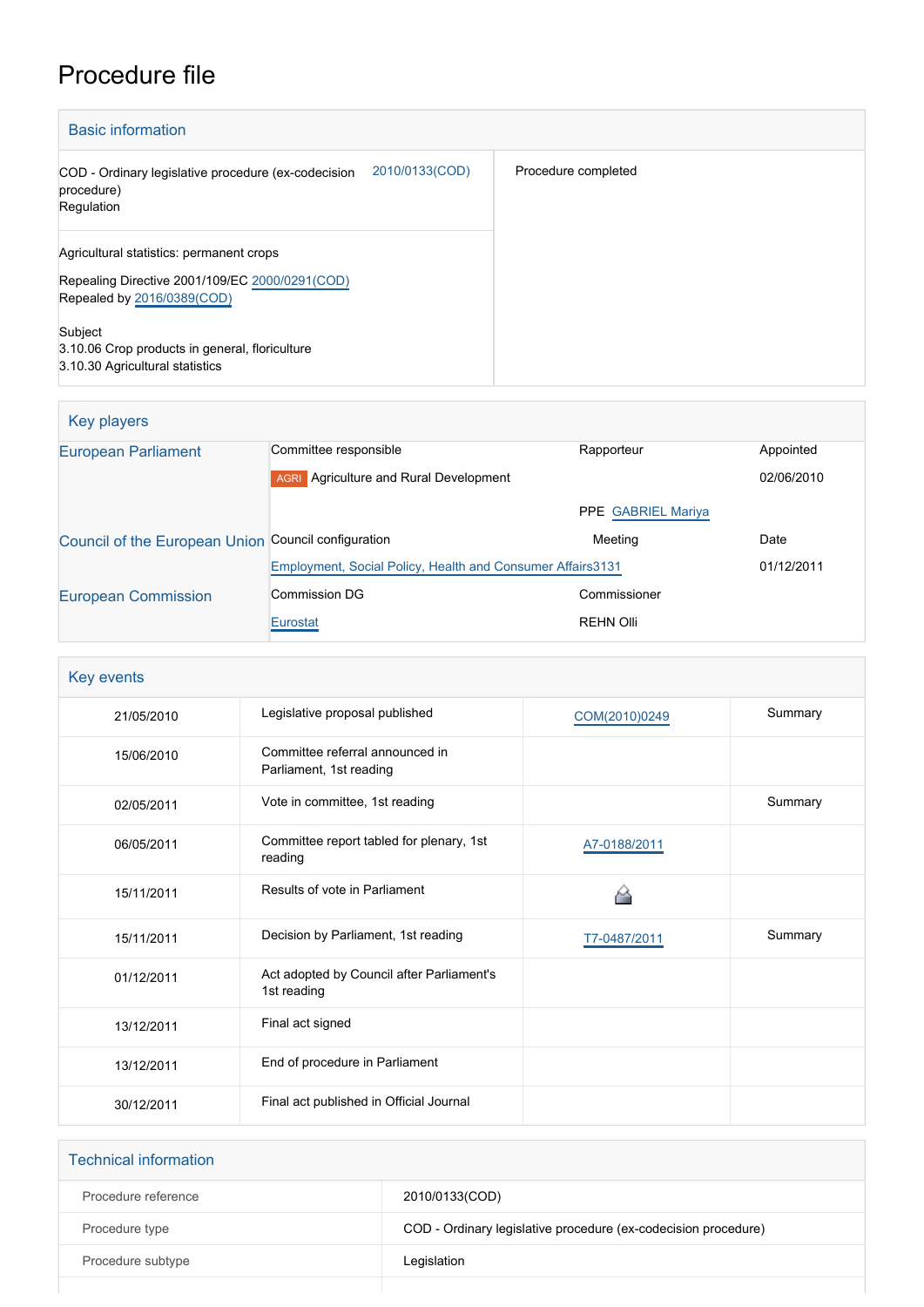# Procedure file

## Basic information

| | | |
|---|---|---|
| COD - Ordinary legislative procedure (ex-codecision procedure)<br>Regulation | 2010/0133(COD) | Procedure completed |
| Agricultural statistics: permanent crops<br><br>Repealing Directive 2001/109/EC 2000/0291(COD)<br>Repealed by 2016/0389(COD)<br><br>Subject<br>3.10.06 Crop products in general, floriculture<br>3.10.30 Agricultural statistics | | |

## Key players

| | | | |
|---|---|---|---|
| European Parliament | Committee responsible | Rapporteur | Appointed |
| | AGRI Agriculture and Rural Development | | 02/06/2010 |
| | | PPE GABRIEL Mariya | |
| Council of the European Union | Council configuration | Meeting | Date |
| | Employment, Social Policy, Health and Consumer Affairs | 3131 | 01/12/2011 |
| European Commission | Commission DG | Commissioner | |
| | Eurostat | REHN Olli | |

## Key events

| | | | |
|---|---|---|---|
| 21/05/2010 | Legislative proposal published | COM(2010)0249 | Summary |
| 15/06/2010 | Committee referral announced in Parliament, 1st reading | | |
| 02/05/2011 | Vote in committee, 1st reading | | Summary |
| 06/05/2011 | Committee report tabled for plenary, 1st reading | A7-0188/2011 | |
| 15/11/2011 | Results of vote in Parliament | | |
| 15/11/2011 | Decision by Parliament, 1st reading | T7-0487/2011 | Summary |
| 01/12/2011 | Act adopted by Council after Parliament's 1st reading | | |
| 13/12/2011 | Final act signed | | |
| 13/12/2011 | End of procedure in Parliament | | |
| 30/12/2011 | Final act published in Official Journal | | |

## Technical information

| | |
|---|---|
| Procedure reference | 2010/0133(COD) |
| Procedure type | COD - Ordinary legislative procedure (ex-codecision procedure) |
| Procedure subtype | Legislation |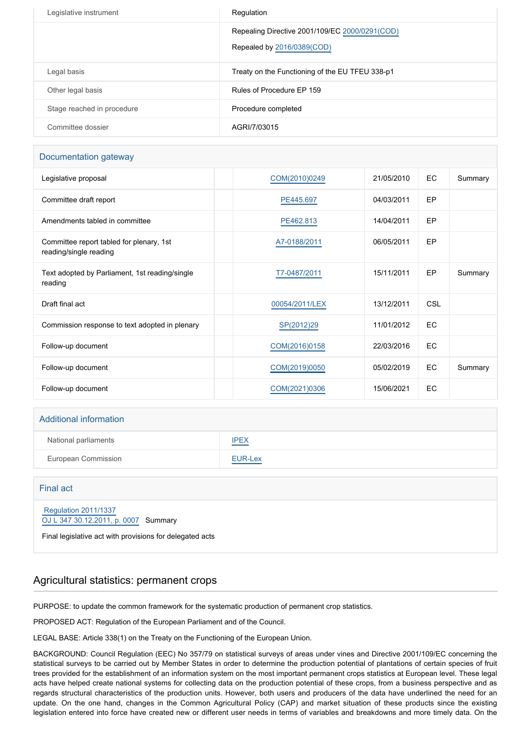| | |
|---|---|
| Legislative instrument | Regulation |
| | Repealing Directive 2001/109/EC 2000/0291(COD) |
| | Repealed by 2016/0389(COD) |
| Legal basis | Treaty on the Functioning of the EU TFEU 338-p1 |
| Other legal basis | Rules of Procedure EP 159 |
| Stage reached in procedure | Procedure completed |
| Committee dossier | AGRI/7/03015 |

## Documentation gateway

| | | | | | |
|---|---|---|---|---|---|
| Legislative proposal | | COM(2010)0249 | 21/05/2010 | EC | Summary |
| Committee draft report | | PE445.697 | 04/03/2011 | EP | |
| Amendments tabled in committee | | PE462.813 | 14/04/2011 | EP | |
| Committee report tabled for plenary, 1st reading/single reading | | A7-0188/2011 | 06/05/2011 | EP | |
| Text adopted by Parliament, 1st reading/single reading | | T7-0487/2011 | 15/11/2011 | EP | Summary |
| Draft final act | | 00054/2011/LEX | 13/12/2011 | CSL | |
| Commission response to text adopted in plenary | | SP(2012)29 | 11/01/2012 | EC | |
| Follow-up document | | COM(2016)0158 | 22/03/2016 | EC | |
| Follow-up document | | COM(2019)0050 | 05/02/2019 | EC | Summary |
| Follow-up document | | COM(2021)0306 | 15/06/2021 | EC | |

## Additional information

| | |
|---|---|
| National parliaments | IPEX |
| European Commission | EUR-Lex |

## Final act

Regulation 2011/1337
OJ L 347 30.12.2011, p. 0007 Summary

Final legislative act with provisions for delegated acts

## Agricultural statistics: permanent crops

PURPOSE: to update the common framework for the systematic production of permanent crop statistics.

PROPOSED ACT: Regulation of the European Parliament and of the Council.

LEGAL BASE: Article 338(1) on the Treaty on the Functioning of the European Union.

BACKGROUND: Council Regulation (EEC) No 357/79 on statistical surveys of areas under vines and Directive 2001/109/EC concerning the statistical surveys to be carried out by Member States in order to determine the production potential of plantations of certain species of fruit trees provided for the establishment of an information system on the most important permanent crops statistics at European level. These legal acts have helped create national systems for collecting data on the production potential of these crops, from a business perspective and as regards structural characteristics of the production units. However, both users and producers of the data have underlined the need for an update. On the one hand, changes in the Common Agricultural Policy (CAP) and market situation of these products since the existing legislation entered into force have created new or different user needs in terms of variables and breakdowns and more timely data. On the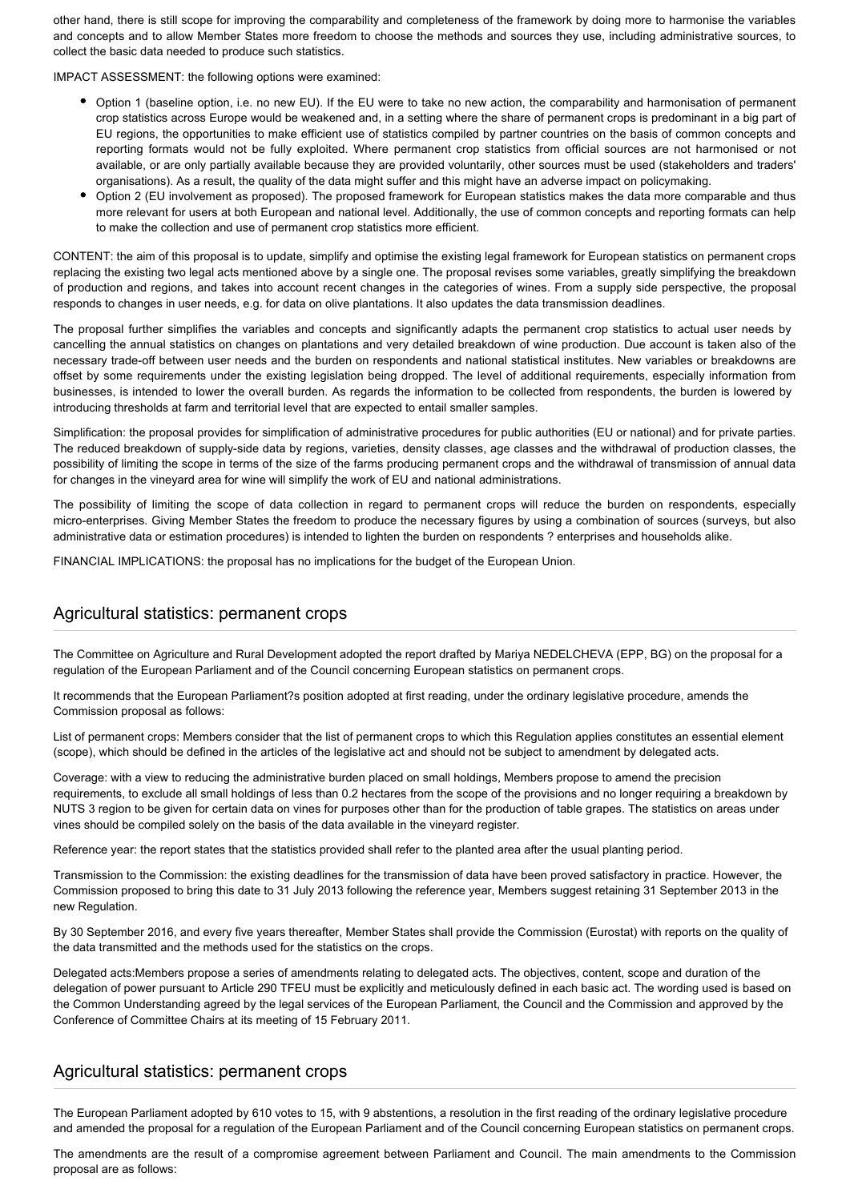other hand, there is still scope for improving the comparability and completeness of the framework by doing more to harmonise the variables and concepts and to allow Member States more freedom to choose the methods and sources they use, including administrative sources, to collect the basic data needed to produce such statistics.

IMPACT ASSESSMENT: the following options were examined:

- Option 1 (baseline option, i.e. no new EU). If the EU were to take no new action, the comparability and harmonisation of permanent crop statistics across Europe would be weakened and, in a setting where the share of permanent crops is predominant in a big part of EU regions, the opportunities to make efficient use of statistics compiled by partner countries on the basis of common concepts and reporting formats would not be fully exploited. Where permanent crop statistics from official sources are not harmonised or not available, or are only partially available because they are provided voluntarily, other sources must be used (stakeholders and traders' organisations). As a result, the quality of the data might suffer and this might have an adverse impact on policymaking.
- Option 2 (EU involvement as proposed). The proposed framework for European statistics makes the data more comparable and thus more relevant for users at both European and national level. Additionally, the use of common concepts and reporting formats can help to make the collection and use of permanent crop statistics more efficient.

CONTENT: the aim of this proposal is to update, simplify and optimise the existing legal framework for European statistics on permanent crops replacing the existing two legal acts mentioned above by a single one. The proposal revises some variables, greatly simplifying the breakdown of production and regions, and takes into account recent changes in the categories of wines. From a supply side perspective, the proposal responds to changes in user needs, e.g. for data on olive plantations. It also updates the data transmission deadlines.

The proposal further simplifies the variables and concepts and significantly adapts the permanent crop statistics to actual user needs by cancelling the annual statistics on changes on plantations and very detailed breakdown of wine production. Due account is taken also of the necessary trade-off between user needs and the burden on respondents and national statistical institutes. New variables or breakdowns are offset by some requirements under the existing legislation being dropped. The level of additional requirements, especially information from businesses, is intended to lower the overall burden. As regards the information to be collected from respondents, the burden is lowered by introducing thresholds at farm and territorial level that are expected to entail smaller samples.

Simplification: the proposal provides for simplification of administrative procedures for public authorities (EU or national) and for private parties. The reduced breakdown of supply-side data by regions, varieties, density classes, age classes and the withdrawal of production classes, the possibility of limiting the scope in terms of the size of the farms producing permanent crops and the withdrawal of transmission of annual data for changes in the vineyard area for wine will simplify the work of EU and national administrations.

The possibility of limiting the scope of data collection in regard to permanent crops will reduce the burden on respondents, especially micro-enterprises. Giving Member States the freedom to produce the necessary figures by using a combination of sources (surveys, but also administrative data or estimation procedures) is intended to lighten the burden on respondents ? enterprises and households alike.

FINANCIAL IMPLICATIONS: the proposal has no implications for the budget of the European Union.

## Agricultural statistics: permanent crops

The Committee on Agriculture and Rural Development adopted the report drafted by Mariya NEDELCHEVA (EPP, BG) on the proposal for a regulation of the European Parliament and of the Council concerning European statistics on permanent crops.

It recommends that the European Parliament?s position adopted at first reading, under the ordinary legislative procedure, amends the Commission proposal as follows:

List of permanent crops: Members consider that the list of permanent crops to which this Regulation applies constitutes an essential element (scope), which should be defined in the articles of the legislative act and should not be subject to amendment by delegated acts.

Coverage: with a view to reducing the administrative burden placed on small holdings, Members propose to amend the precision requirements, to exclude all small holdings of less than 0.2 hectares from the scope of the provisions and no longer requiring a breakdown by NUTS 3 region to be given for certain data on vines for purposes other than for the production of table grapes. The statistics on areas under vines should be compiled solely on the basis of the data available in the vineyard register.

Reference year: the report states that the statistics provided shall refer to the planted area after the usual planting period.

Transmission to the Commission: the existing deadlines for the transmission of data have been proved satisfactory in practice. However, the Commission proposed to bring this date to 31 July 2013 following the reference year, Members suggest retaining 31 September 2013 in the new Regulation.

By 30 September 2016, and every five years thereafter, Member States shall provide the Commission (Eurostat) with reports on the quality of the data transmitted and the methods used for the statistics on the crops.

Delegated acts:Members propose a series of amendments relating to delegated acts. The objectives, content, scope and duration of the delegation of power pursuant to Article 290 TFEU must be explicitly and meticulously defined in each basic act. The wording used is based on the Common Understanding agreed by the legal services of the European Parliament, the Council and the Commission and approved by the Conference of Committee Chairs at its meeting of 15 February 2011.

## Agricultural statistics: permanent crops

The European Parliament adopted by 610 votes to 15, with 9 abstentions, a resolution in the first reading of the ordinary legislative procedure and amended the proposal for a regulation of the European Parliament and of the Council concerning European statistics on permanent crops.

The amendments are the result of a compromise agreement between Parliament and Council. The main amendments to the Commission proposal are as follows: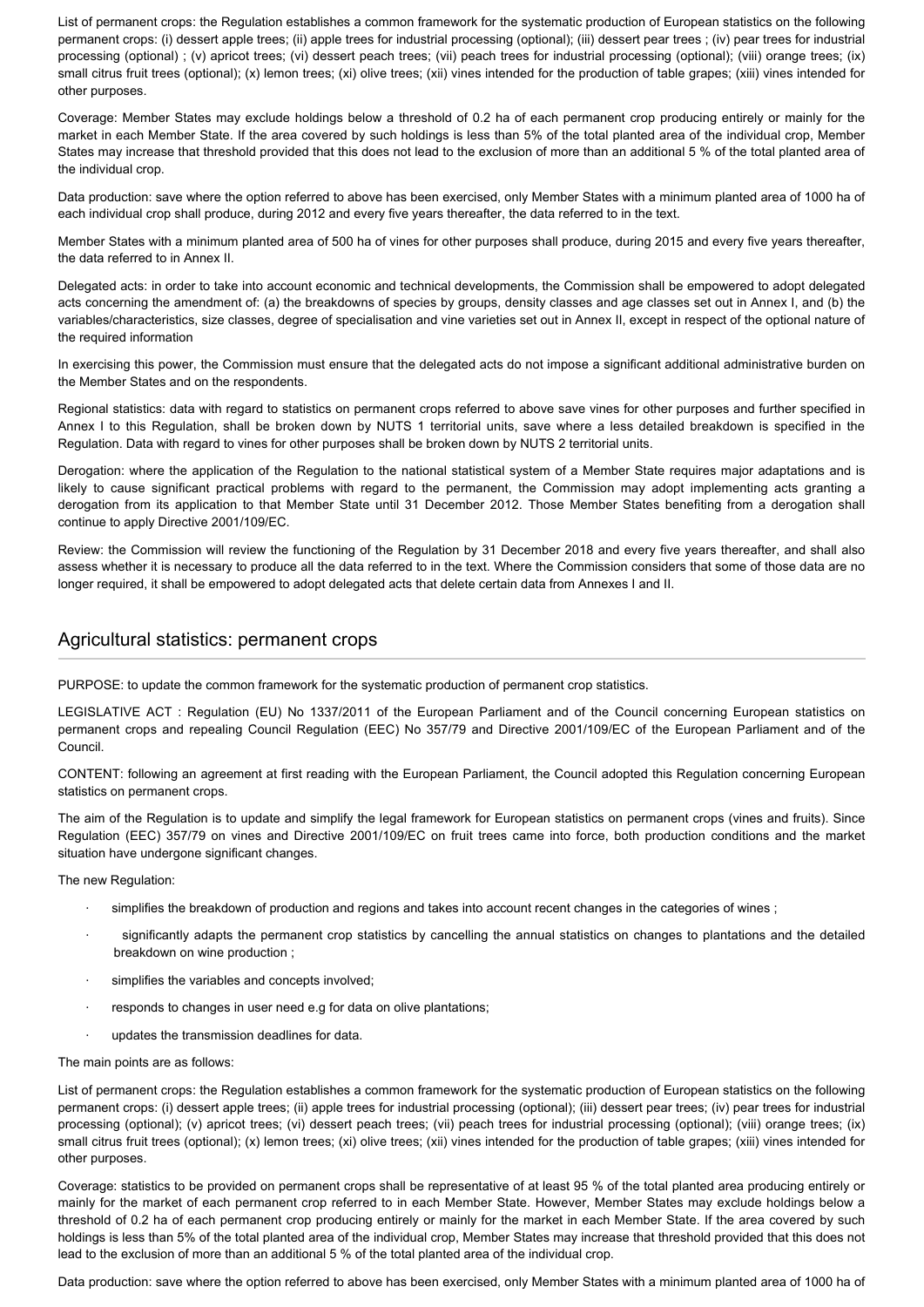List of permanent crops: the Regulation establishes a common framework for the systematic production of European statistics on the following permanent crops: (i) dessert apple trees; (ii) apple trees for industrial processing (optional); (iii) dessert pear trees ; (iv) pear trees for industrial processing (optional) ; (v) apricot trees; (vi) dessert peach trees; (vii) peach trees for industrial processing (optional); (viii) orange trees; (ix) small citrus fruit trees (optional); (x) lemon trees; (xi) olive trees; (xii) vines intended for the production of table grapes; (xiii) vines intended for other purposes.

Coverage: Member States may exclude holdings below a threshold of 0.2 ha of each permanent crop producing entirely or mainly for the market in each Member State. If the area covered by such holdings is less than 5% of the total planted area of the individual crop, Member States may increase that threshold provided that this does not lead to the exclusion of more than an additional 5 % of the total planted area of the individual crop.

Data production: save where the option referred to above has been exercised, only Member States with a minimum planted area of 1000 ha of each individual crop shall produce, during 2012 and every five years thereafter, the data referred to in the text.

Member States with a minimum planted area of 500 ha of vines for other purposes shall produce, during 2015 and every five years thereafter, the data referred to in Annex II.

Delegated acts: in order to take into account economic and technical developments, the Commission shall be empowered to adopt delegated acts concerning the amendment of: (a) the breakdowns of species by groups, density classes and age classes set out in Annex I, and (b) the variables/characteristics, size classes, degree of specialisation and vine varieties set out in Annex II, except in respect of the optional nature of the required information

In exercising this power, the Commission must ensure that the delegated acts do not impose a significant additional administrative burden on the Member States and on the respondents.

Regional statistics: data with regard to statistics on permanent crops referred to above save vines for other purposes and further specified in Annex I to this Regulation, shall be broken down by NUTS 1 territorial units, save where a less detailed breakdown is specified in the Regulation. Data with regard to vines for other purposes shall be broken down by NUTS 2 territorial units.

Derogation: where the application of the Regulation to the national statistical system of a Member State requires major adaptations and is likely to cause significant practical problems with regard to the permanent, the Commission may adopt implementing acts granting a derogation from its application to that Member State until 31 December 2012. Those Member States benefiting from a derogation shall continue to apply Directive 2001/109/EC.

Review: the Commission will review the functioning of the Regulation by 31 December 2018 and every five years thereafter, and shall also assess whether it is necessary to produce all the data referred to in the text. Where the Commission considers that some of those data are no longer required, it shall be empowered to adopt delegated acts that delete certain data from Annexes I and II.

## Agricultural statistics: permanent crops

PURPOSE: to update the common framework for the systematic production of permanent crop statistics.

LEGISLATIVE ACT : Regulation (EU) No 1337/2011 of the European Parliament and of the Council concerning European statistics on permanent crops and repealing Council Regulation (EEC) No 357/79 and Directive 2001/109/EC of the European Parliament and of the Council.

CONTENT: following an agreement at first reading with the European Parliament, the Council adopted this Regulation concerning European statistics on permanent crops.

The aim of the Regulation is to update and simplify the legal framework for European statistics on permanent crops (vines and fruits). Since Regulation (EEC) 357/79 on vines and Directive 2001/109/EC on fruit trees came into force, both production conditions and the market situation have undergone significant changes.

The new Regulation:

- simplifies the breakdown of production and regions and takes into account recent changes in the categories of wines ;
- significantly adapts the permanent crop statistics by cancelling the annual statistics on changes to plantations and the detailed breakdown on wine production ;
- simplifies the variables and concepts involved;
- responds to changes in user need e.g for data on olive plantations;
- updates the transmission deadlines for data.

The main points are as follows:

List of permanent crops: the Regulation establishes a common framework for the systematic production of European statistics on the following permanent crops: (i) dessert apple trees; (ii) apple trees for industrial processing (optional); (iii) dessert pear trees; (iv) pear trees for industrial processing (optional); (v) apricot trees; (vi) dessert peach trees; (vii) peach trees for industrial processing (optional); (viii) orange trees; (ix) small citrus fruit trees (optional); (x) lemon trees; (xi) olive trees; (xii) vines intended for the production of table grapes; (xiii) vines intended for other purposes.

Coverage: statistics to be provided on permanent crops shall be representative of at least 95 % of the total planted area producing entirely or mainly for the market of each permanent crop referred to in each Member State. However, Member States may exclude holdings below a threshold of 0.2 ha of each permanent crop producing entirely or mainly for the market in each Member State. If the area covered by such holdings is less than 5% of the total planted area of the individual crop, Member States may increase that threshold provided that this does not lead to the exclusion of more than an additional 5 % of the total planted area of the individual crop.

Data production: save where the option referred to above has been exercised, only Member States with a minimum planted area of 1000 ha of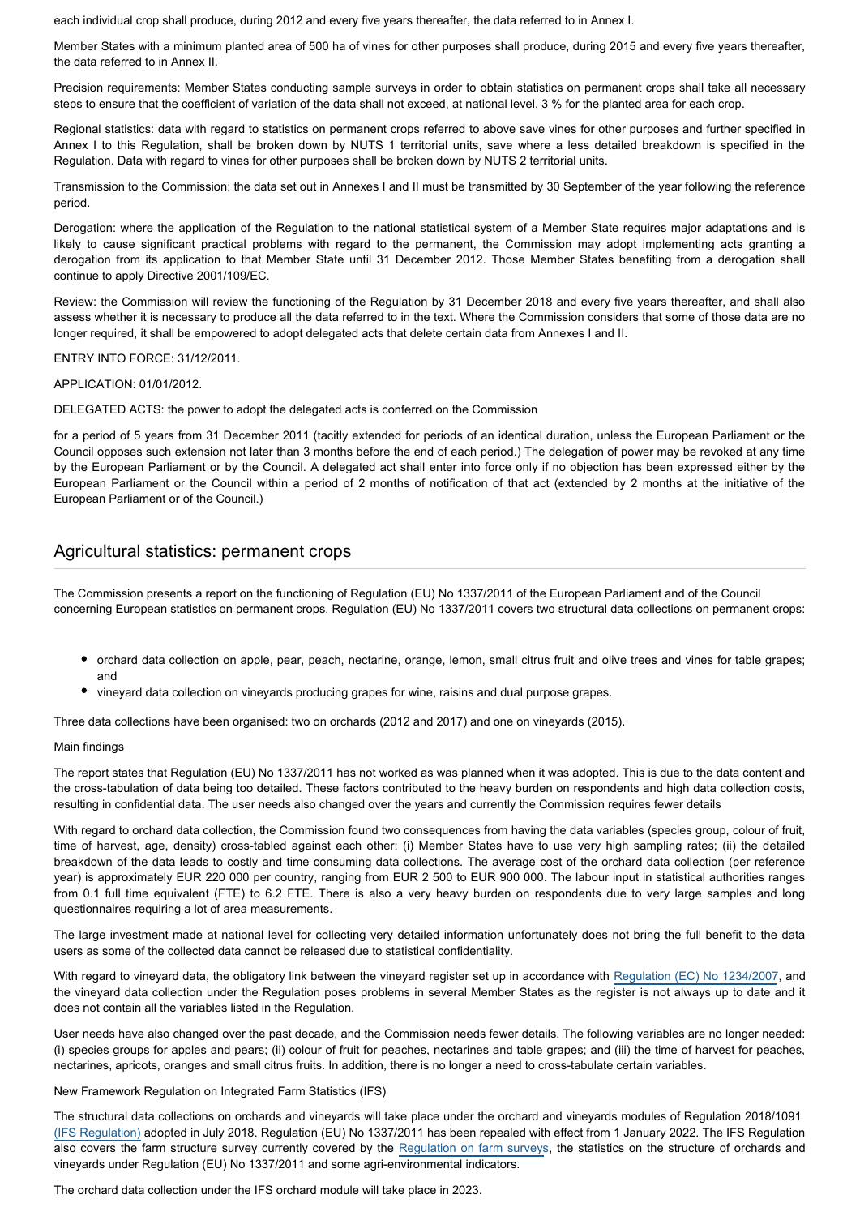each individual crop shall produce, during 2012 and every five years thereafter, the data referred to in Annex I.

Member States with a minimum planted area of 500 ha of vines for other purposes shall produce, during 2015 and every five years thereafter, the data referred to in Annex II.

Precision requirements: Member States conducting sample surveys in order to obtain statistics on permanent crops shall take all necessary steps to ensure that the coefficient of variation of the data shall not exceed, at national level, 3 % for the planted area for each crop.

Regional statistics: data with regard to statistics on permanent crops referred to above save vines for other purposes and further specified in Annex I to this Regulation, shall be broken down by NUTS 1 territorial units, save where a less detailed breakdown is specified in the Regulation. Data with regard to vines for other purposes shall be broken down by NUTS 2 territorial units.

Transmission to the Commission: the data set out in Annexes I and II must be transmitted by 30 September of the year following the reference period.

Derogation: where the application of the Regulation to the national statistical system of a Member State requires major adaptations and is likely to cause significant practical problems with regard to the permanent, the Commission may adopt implementing acts granting a derogation from its application to that Member State until 31 December 2012. Those Member States benefiting from a derogation shall continue to apply Directive 2001/109/EC.

Review: the Commission will review the functioning of the Regulation by 31 December 2018 and every five years thereafter, and shall also assess whether it is necessary to produce all the data referred to in the text. Where the Commission considers that some of those data are no longer required, it shall be empowered to adopt delegated acts that delete certain data from Annexes I and II.

ENTRY INTO FORCE: 31/12/2011.

APPLICATION: 01/01/2012.

DELEGATED ACTS: the power to adopt the delegated acts is conferred on the Commission

for a period of 5 years from 31 December 2011 (tacitly extended for periods of an identical duration, unless the European Parliament or the Council opposes such extension not later than 3 months before the end of each period.) The delegation of power may be revoked at any time by the European Parliament or by the Council. A delegated act shall enter into force only if no objection has been expressed either by the European Parliament or the Council within a period of 2 months of notification of that act (extended by 2 months at the initiative of the European Parliament or of the Council.)

## Agricultural statistics: permanent crops

The Commission presents a report on the functioning of Regulation (EU) No 1337/2011 of the European Parliament and of the Council concerning European statistics on permanent crops. Regulation (EU) No 1337/2011 covers two structural data collections on permanent crops:

- orchard data collection on apple, pear, peach, nectarine, orange, lemon, small citrus fruit and olive trees and vines for table grapes; and
- vineyard data collection on vineyards producing grapes for wine, raisins and dual purpose grapes.

Three data collections have been organised: two on orchards (2012 and 2017) and one on vineyards (2015).

Main findings

The report states that Regulation (EU) No 1337/2011 has not worked as was planned when it was adopted. This is due to the data content and the cross-tabulation of data being too detailed. These factors contributed to the heavy burden on respondents and high data collection costs, resulting in confidential data. The user needs also changed over the years and currently the Commission requires fewer details

With regard to orchard data collection, the Commission found two consequences from having the data variables (species group, colour of fruit, time of harvest, age, density) cross-tabled against each other: (i) Member States have to use very high sampling rates; (ii) the detailed breakdown of the data leads to costly and time consuming data collections. The average cost of the orchard data collection (per reference year) is approximately EUR 220 000 per country, ranging from EUR 2 500 to EUR 900 000. The labour input in statistical authorities ranges from 0.1 full time equivalent (FTE) to 6.2 FTE. There is also a very heavy burden on respondents due to very large samples and long questionnaires requiring a lot of area measurements.

The large investment made at national level for collecting very detailed information unfortunately does not bring the full benefit to the data users as some of the collected data cannot be released due to statistical confidentiality.

With regard to vineyard data, the obligatory link between the vineyard register set up in accordance with Regulation (EC) No 1234/2007, and the vineyard data collection under the Regulation poses problems in several Member States as the register is not always up to date and it does not contain all the variables listed in the Regulation.

User needs have also changed over the past decade, and the Commission needs fewer details. The following variables are no longer needed: (i) species groups for apples and pears; (ii) colour of fruit for peaches, nectarines and table grapes; and (iii) the time of harvest for peaches, nectarines, apricots, oranges and small citrus fruits. In addition, there is no longer a need to cross-tabulate certain variables.

New Framework Regulation on Integrated Farm Statistics (IFS)

The structural data collections on orchards and vineyards will take place under the orchard and vineyards modules of Regulation 2018/1091 (IFS Regulation) adopted in July 2018. Regulation (EU) No 1337/2011 has been repealed with effect from 1 January 2022. The IFS Regulation also covers the farm structure survey currently covered by the Regulation on farm surveys, the statistics on the structure of orchards and vineyards under Regulation (EU) No 1337/2011 and some agri-environmental indicators.

The orchard data collection under the IFS orchard module will take place in 2023.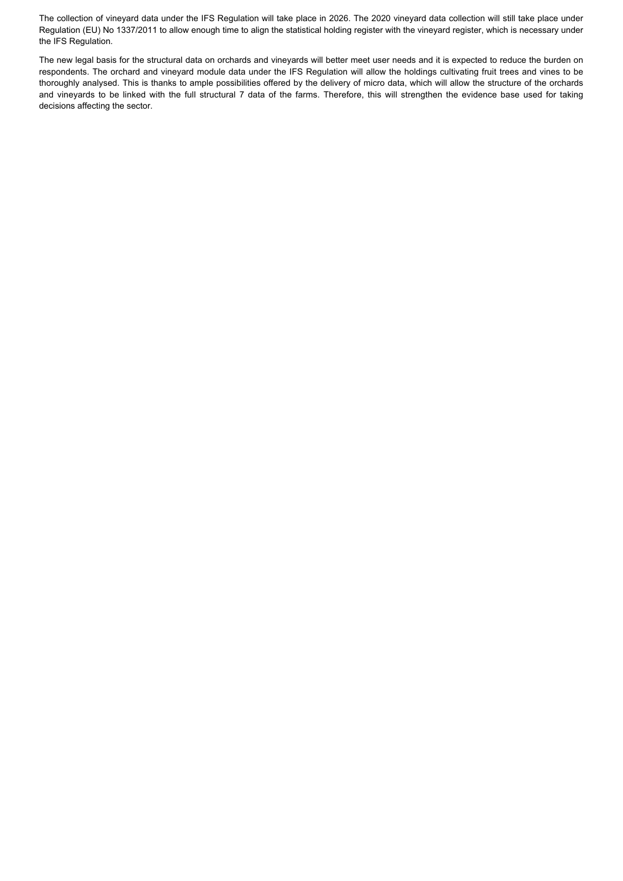The collection of vineyard data under the IFS Regulation will take place in 2026. The 2020 vineyard data collection will still take place under Regulation (EU) No 1337/2011 to allow enough time to align the statistical holding register with the vineyard register, which is necessary under the IFS Regulation.

The new legal basis for the structural data on orchards and vineyards will better meet user needs and it is expected to reduce the burden on respondents. The orchard and vineyard module data under the IFS Regulation will allow the holdings cultivating fruit trees and vines to be thoroughly analysed. This is thanks to ample possibilities offered by the delivery of micro data, which will allow the structure of the orchards and vineyards to be linked with the full structural 7 data of the farms. Therefore, this will strengthen the evidence base used for taking decisions affecting the sector.